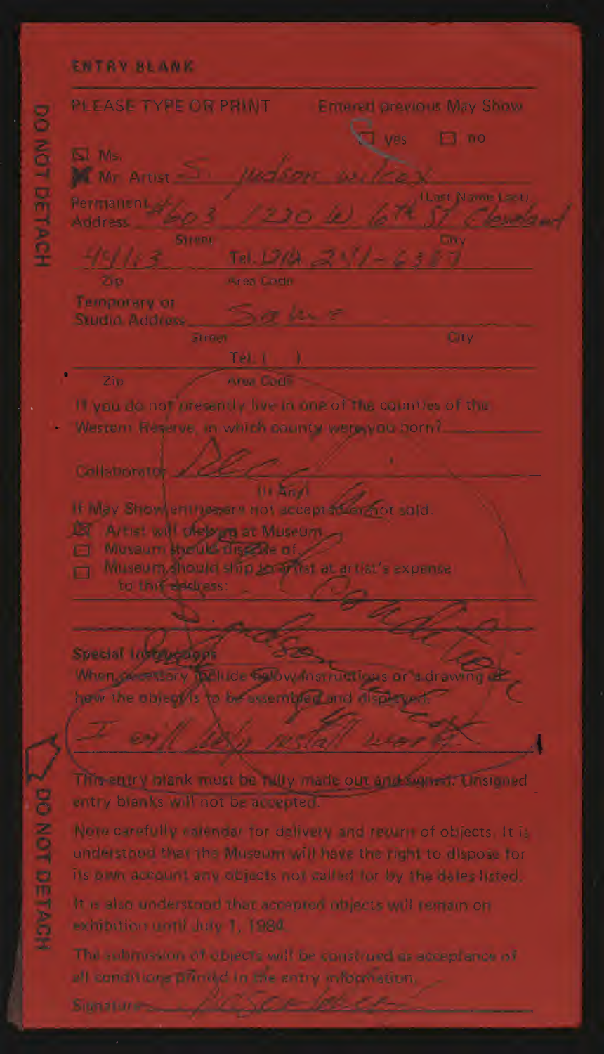DO NOT DETACH

## ENTRY BLANK

PLEASE TYPE OR PRINT

Entered previous May Show

☒ yes ☐ no

☐ Ms.
☒ Mr. Artist S. judson wilcox (Last Name Last)

Permanent Address #603 1220 W 6th St Cleveland
Street City

45113 Tel. (216) 241-6387
Zip Area Code

Temporary or Studio Address Same
Street City

Tel. ( )
Zip Area Code

If you do not presently live in one of the counties of the Western Reserve, in which county were you born? ______

Collaborator ______
(If Any)

If May Show entry is not accepted or not sold:

☒ Artist will pick up at Museum
☐ Museum should dispose of
☐ Museum should ship to artist at artist's expense to this address:

______

Special Instructions:
When necessary include below instructions or a drawing of how the object is to be assembled and displayed.

I will help install work

This entry blank must be fully made out and signed. Unsigned entry blanks will not be accepted.

Note carefully calendar for delivery and return of objects. It is understood that the Museum will have the right to dispose for its own account any objects not called for by the dates listed.

It is also understood that accepted objects will remain on exhibition until July 1, 1984.

The submission of objects will be construed as acceptance of all conditions printed in the entry information.

Signature ______

DO NOT DETACH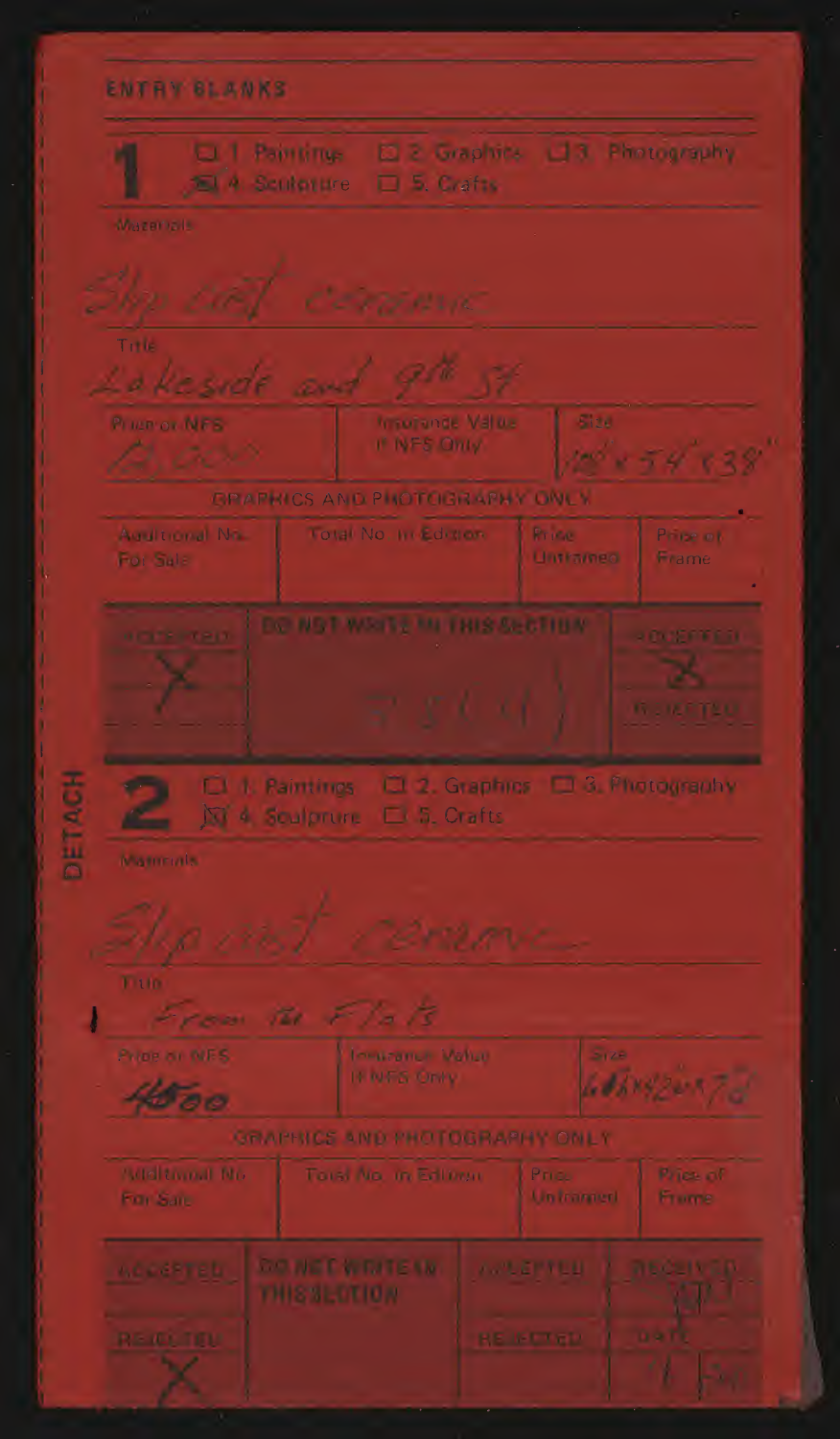**ENTRY BLANKS**

**1**

- ☐ 1. Paintings
- ☐ 2. Graphics
- ☐ 3. Photography
- ☒ 4. Sculpture
- ☐ 5. Crafts

Materials

*Slip cast ceramic*

Title

*Lakeside and 9th St*

| Price or NFS | Insurance Value If NFS Only | Size |
|---|---|---|
| *15,000* | | *108" x 54" x 38"* |

GRAPHICS AND PHOTOGRAPHY ONLY

| Additional No. For Sale | Total No. in Edition | Price Unframed | Price of Frame |
|---|---|---|---|
| | | | |

| ACCEPTED | DO NOT WRITE IN THIS SECTION | ACCEPTED |
|---|---|---|
| X | | X |
| | | REJECTED |

DETACH

**2**

- ☐ 1. Paintings
- ☐ 2. Graphics
- ☐ 3. Photography
- ☒ 4. Sculpture
- ☐ 5. Crafts

Materials

*Slip cast ceramic*

Title

*From the Flats*

| Price or NFS | Insurance Value If NFS Only | Size |
|---|---|---|
| *4500* | | *60" x 42" x 72"* |

GRAPHICS AND PHOTOGRAPHY ONLY

| Additional No. For Sale | Total No. in Edition | Price Unframed | Price of Frame |
|---|---|---|---|
| | | | |

| ACCEPTED | DO NOT WRITE IN THIS SECTION | ACCEPTED | RECEIVED |
|---|---|---|---|
| REJECTED | | REJECTED | DATE |
| X | | | |